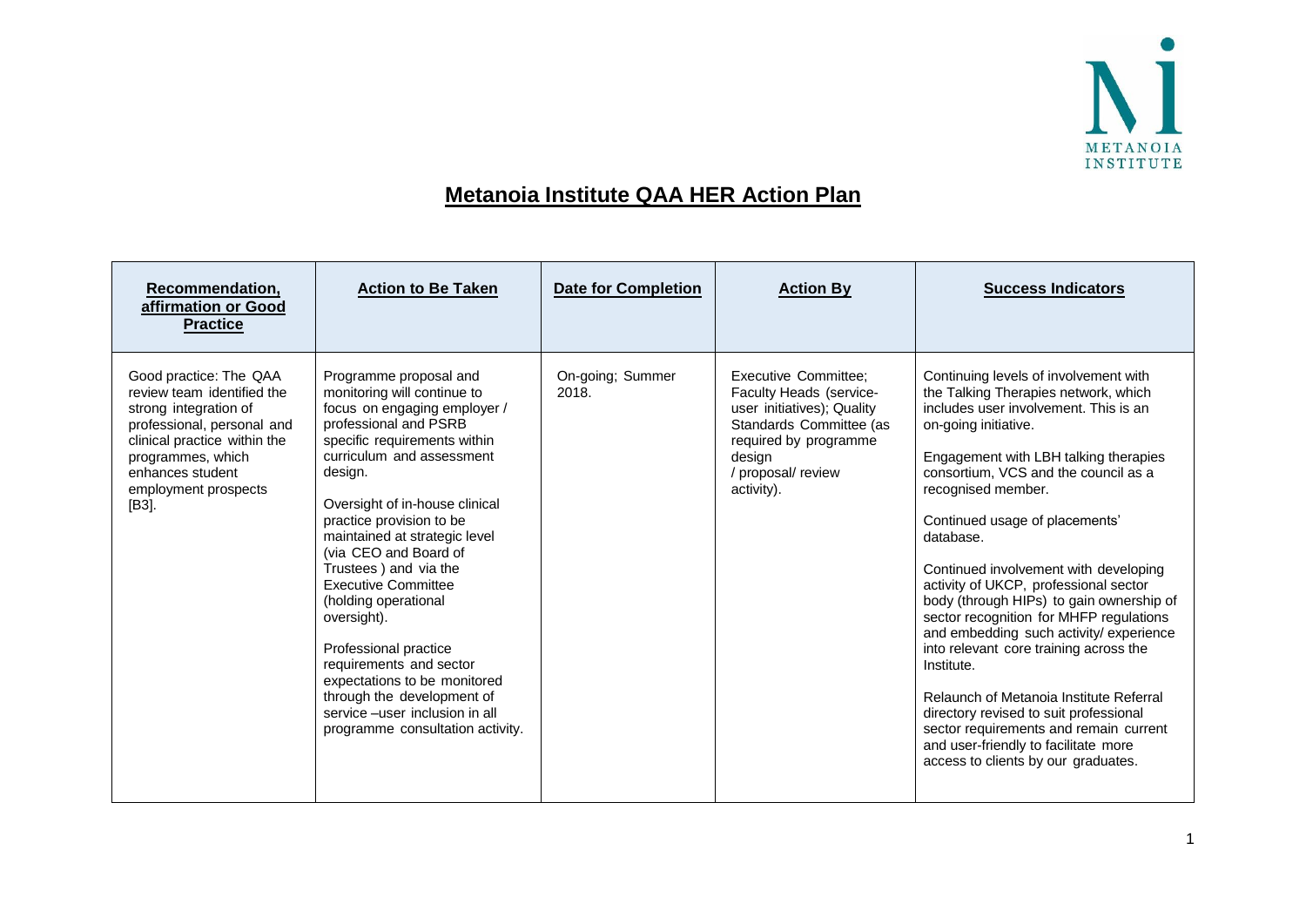# Metanoia Institute QAA HER Action Plan

| Recommendation, affirmation or Good Practice | Action to Be Taken | Date for Completion | Action By | Success Indicators |
|---|---|---|---|---|
| Good practice: The QAA review team identified the strong integration of professional, personal and clinical practice within the programmes, which enhances student employment prospects [B3]. | Programme proposal and monitoring will continue to focus on engaging employer / professional and PSRB specific requirements within curriculum and assessment design.<br><br>Oversight of in-house clinical practice provision to be maintained at strategic level (via CEO and Board of Trustees ) and via the Executive Committee (holding operational oversight).<br><br>Professional practice requirements and sector expectations to be monitored through the development of service –user inclusion in all programme consultation activity. | On-going; Summer 2018. | Executive Committee; Faculty Heads (service-user initiatives); Quality Standards Committee (as required by programme design / proposal/ review activity). | Continuing levels of involvement with the Talking Therapies network, which includes user involvement. This is an on-going initiative.<br><br>Engagement with LBH talking therapies consortium, VCS and the council as a recognised member.<br><br>Continued usage of placements' database.<br><br>Continued involvement with developing activity of UKCP, professional sector body (through HIPs) to gain ownership of sector recognition for MHFP regulations and embedding such activity/ experience into relevant core training across the Institute.<br><br>Relaunch of Metanoia Institute Referral directory revised to suit professional sector requirements and remain current and user-friendly to facilitate more access to clients by our graduates. |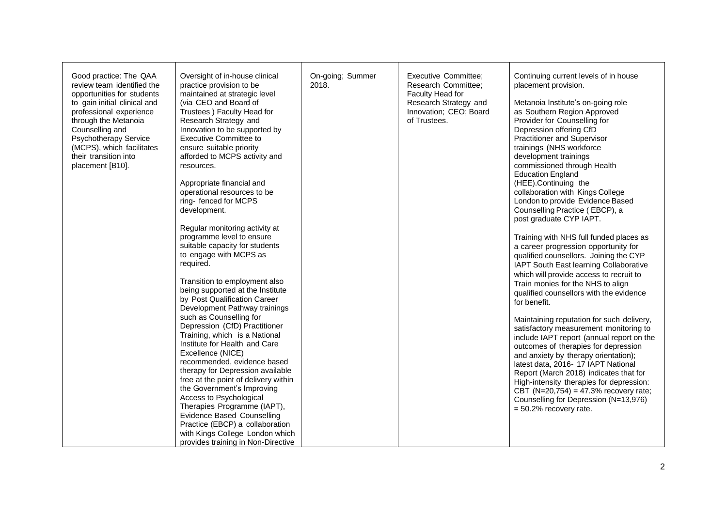| | | | | |
|---|---|---|---|---|
| Good practice: The QAA review team identified the opportunities for students to gain initial clinical and professional experience through the Metanoia Counselling and Psychotherapy Service (MCPS), which facilitates their transition into placement [B10]. | Oversight of in-house clinical practice provision to be maintained at strategic level (via CEO and Board of Trustees ) Faculty Head for Research Strategy and Innovation to be supported by Executive Committee to ensure suitable priority afforded to MCPS activity and resources.<br><br>Appropriate financial and operational resources to be ring- fenced for MCPS development.<br><br>Regular monitoring activity at programme level to ensure suitable capacity for students to engage with MCPS as required.<br><br>Transition to employment also being supported at the Institute by Post Qualification Career Development Pathway trainings such as Counselling for Depression (CfD) Practitioner Training, which is a National Institute for Health and Care Excellence (NICE) recommended, evidence based therapy for Depression available free at the point of delivery within the Government's Improving Access to Psychological Therapies Programme (IAPT), Evidence Based Counselling Practice (EBCP) a collaboration with Kings College London which provides training in Non-Directive | On-going; Summer 2018. | Executive Committee; Research Committee; Faculty Head for Research Strategy and Innovation; CEO; Board of Trustees. | Continuing current levels of in house placement provision.<br><br>Metanoia Institute's on-going role as Southern Region Approved Provider for Counselling for Depression offering CfD Practitioner and Supervisor trainings (NHS workforce development trainings commissioned through Health Education England (HEE).Continuing the collaboration with Kings College London to provide Evidence Based Counselling Practice ( EBCP), a post graduate CYP IAPT.<br><br>Training with NHS full funded places as a career progression opportunity for qualified counsellors. Joining the CYP IAPT South East learning Collaborative which will provide access to recruit to Train monies for the NHS to align qualified counsellors with the evidence for benefit.<br><br>Maintaining reputation for such delivery, satisfactory measurement monitoring to include IAPT report (annual report on the outcomes of therapies for depression and anxiety by therapy orientation); latest data, 2016- 17 IAPT National Report (March 2018) indicates that for High-intensity therapies for depression: CBT (N=20,754) = 47.3% recovery rate; Counselling for Depression (N=13,976) = 50.2% recovery rate. |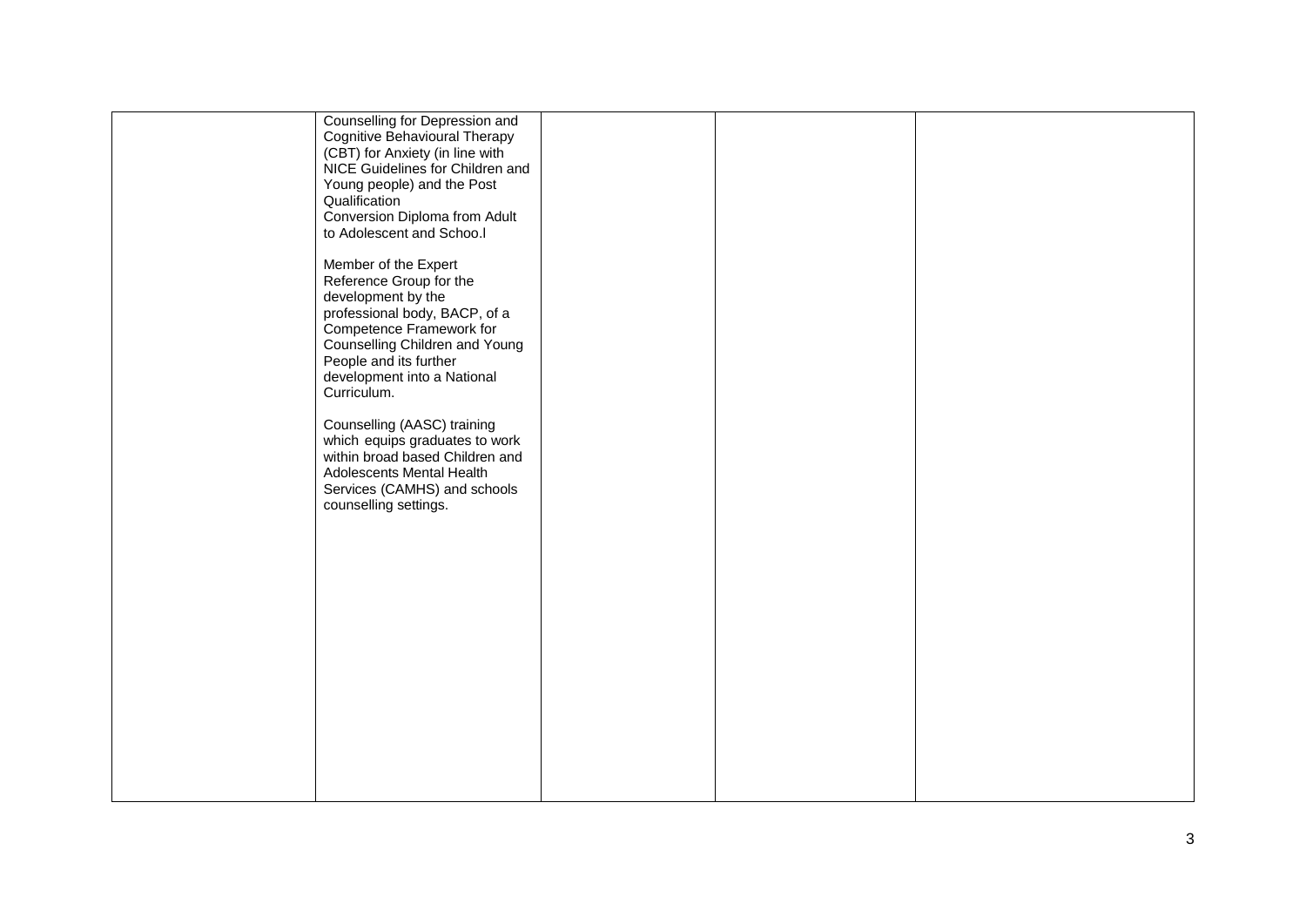|  |  |  |  |  |
|---|---|---|---|---|
|  | Counselling for Depression and Cognitive Behavioural Therapy (CBT) for Anxiety (in line with NICE Guidelines for Children and Young people) and the Post Qualification Conversion Diploma from Adult to Adolescent and Schoo.l<br><br>Member of the Expert Reference Group for the development by the professional body, BACP, of a Competence Framework for Counselling Children and Young People and its further development into a National Curriculum.<br><br>Counselling (AASC) training which equips graduates to work within broad based Children and Adolescents Mental Health Services (CAMHS) and schools counselling settings. |  |  |  |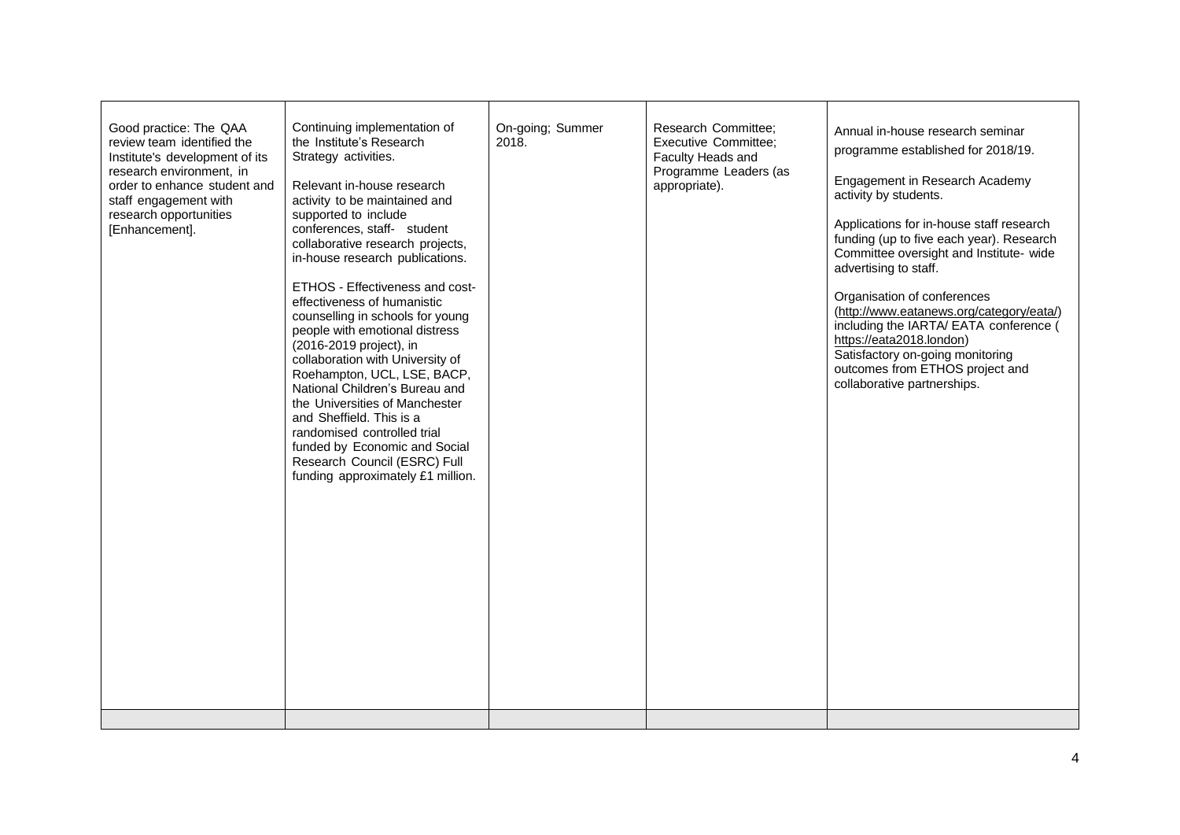| | | | | |
|---|---|---|---|---|
| Good practice: The QAA review team identified the Institute's development of its research environment, in order to enhance student and staff engagement with research opportunities [Enhancement]. | Continuing implementation of the Institute's Research Strategy activities.<br><br>Relevant in-house research activity to be maintained and supported to include conferences, staff- student collaborative research projects, in-house research publications.<br><br>ETHOS - Effectiveness and cost-effectiveness of humanistic counselling in schools for young people with emotional distress (2016-2019 project), in collaboration with University of Roehampton, UCL, LSE, BACP, National Children's Bureau and the Universities of Manchester and Sheffield. This is a randomised controlled trial funded by Economic and Social Research Council (ESRC) Full funding approximately £1 million. | On-going; Summer 2018. | Research Committee; Executive Committee; Faculty Heads and Programme Leaders (as appropriate). | Annual in-house research seminar programme established for 2018/19.<br><br>Engagement in Research Academy activity by students.<br><br>Applications for in-house staff research funding (up to five each year). Research Committee oversight and Institute- wide advertising to staff.<br><br>Organisation of conferences (http://www.eatanews.org/category/eata/) including the IARTA/ EATA conference ( https://eata2018.london)<br>Satisfactory on-going monitoring outcomes from ETHOS project and collaborative partnerships. |
| | | | | |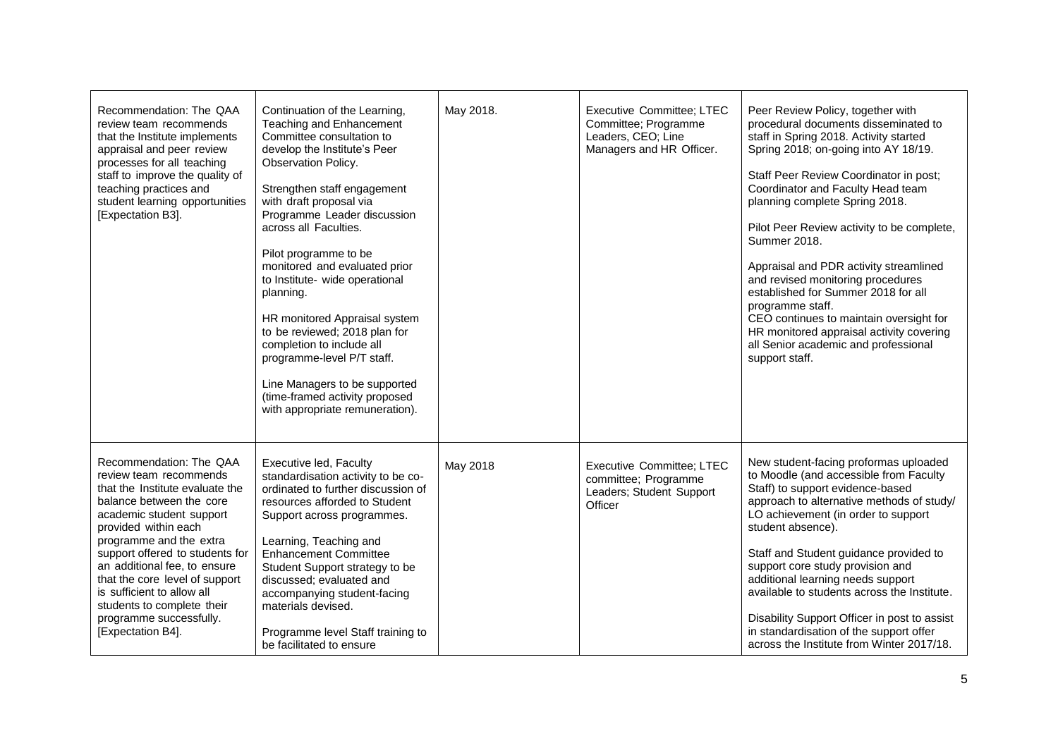| | | | | |
|---|---|---|---|---|
| Recommendation: The QAA review team recommends that the Institute implements appraisal and peer review processes for all teaching staff to improve the quality of teaching practices and student learning opportunities [Expectation B3]. | Continuation of the Learning, Teaching and Enhancement Committee consultation to develop the Institute's Peer Observation Policy.<br><br>Strengthen staff engagement with draft proposal via Programme Leader discussion across all Faculties.<br><br>Pilot programme to be monitored and evaluated prior to Institute- wide operational planning.<br><br>HR monitored Appraisal system to be reviewed; 2018 plan for completion to include all programme-level P/T staff.<br><br>Line Managers to be supported (time-framed activity proposed with appropriate remuneration). | May 2018. | Executive Committee; LTEC Committee; Programme Leaders, CEO; Line Managers and HR Officer. | Peer Review Policy, together with procedural documents disseminated to staff in Spring 2018. Activity started Spring 2018; on-going into AY 18/19.<br><br>Staff Peer Review Coordinator in post; Coordinator and Faculty Head team planning complete Spring 2018.<br><br>Pilot Peer Review activity to be complete, Summer 2018.<br><br>Appraisal and PDR activity streamlined and revised monitoring procedures established for Summer 2018 for all programme staff.<br>CEO continues to maintain oversight for HR monitored appraisal activity covering all Senior academic and professional support staff. |
| Recommendation: The QAA review team recommends that the Institute evaluate the balance between the core academic student support provided within each programme and the extra support offered to students for an additional fee, to ensure that the core level of support is sufficient to allow all students to complete their programme successfully. [Expectation B4]. | Executive led, Faculty standardisation activity to be co-ordinated to further discussion of resources afforded to Student Support across programmes.<br><br>Learning, Teaching and Enhancement Committee Student Support strategy to be discussed; evaluated and accompanying student-facing materials devised.<br><br>Programme level Staff training to be facilitated to ensure | May 2018 | Executive Committee; LTEC committee; Programme Leaders; Student Support Officer | New student-facing proformas uploaded to Moodle (and accessible from Faculty Staff) to support evidence-based approach to alternative methods of study/ LO achievement (in order to support student absence).<br><br>Staff and Student guidance provided to support core study provision and additional learning needs support available to students across the Institute.<br><br>Disability Support Officer in post to assist in standardisation of the support offer across the Institute from Winter 2017/18. |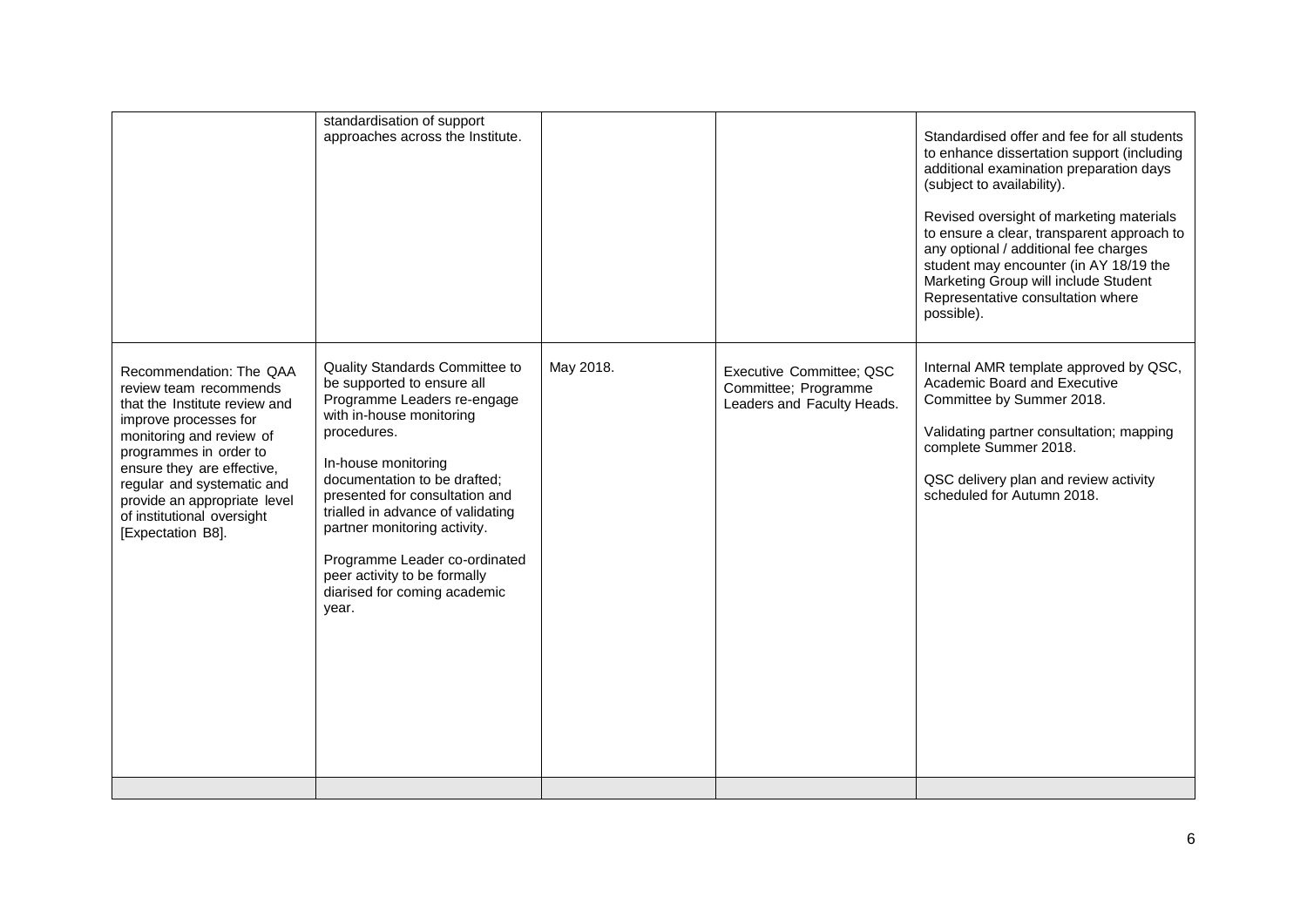| | | | | |
|---|---|---|---|---|
| | standardisation of support approaches across the Institute. | | | Standardised offer and fee for all students to enhance dissertation support (including additional examination preparation days (subject to availability).<br><br>Revised oversight of marketing materials to ensure a clear, transparent approach to any optional / additional fee charges student may encounter (in AY 18/19 the Marketing Group will include Student Representative consultation where possible). |
| Recommendation: The QAA review team recommends that the Institute review and improve processes for monitoring and review of programmes in order to ensure they are effective, regular and systematic and provide an appropriate level of institutional oversight [Expectation B8]. | Quality Standards Committee to be supported to ensure all Programme Leaders re-engage with in-house monitoring procedures.<br><br>In-house monitoring documentation to be drafted; presented for consultation and trialled in advance of validating partner monitoring activity.<br><br>Programme Leader co-ordinated peer activity to be formally diarised for coming academic year. | May 2018. | Executive Committee; QSC Committee; Programme Leaders and Faculty Heads. | Internal AMR template approved by QSC, Academic Board and Executive Committee by Summer 2018.<br><br>Validating partner consultation; mapping complete Summer 2018.<br><br>QSC delivery plan and review activity scheduled for Autumn 2018. |
| | | | | |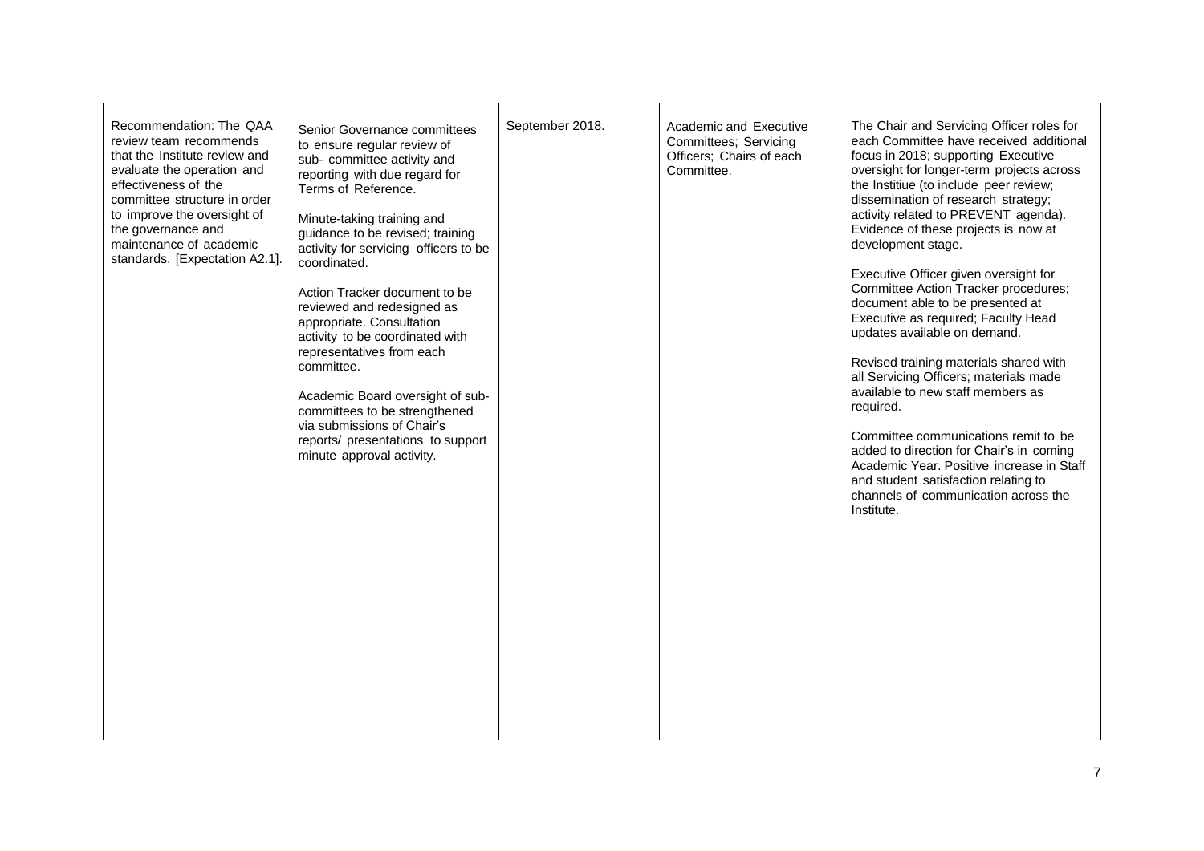| | | | | |
|---|---|---|---|---|
| Recommendation: The QAA review team recommends that the Institute review and evaluate the operation and effectiveness of the committee structure in order to improve the oversight of the governance and maintenance of academic standards. [Expectation A2.1]. | Senior Governance committees to ensure regular review of sub- committee activity and reporting with due regard for Terms of Reference.<br><br>Minute-taking training and guidance to be revised; training activity for servicing officers to be coordinated.<br><br>Action Tracker document to be reviewed and redesigned as appropriate. Consultation activity to be coordinated with representatives from each committee.<br><br>Academic Board oversight of sub-committees to be strengthened via submissions of Chair's reports/ presentations to support minute approval activity. | September 2018. | Academic and Executive Committees; Servicing Officers; Chairs of each Committee. | The Chair and Servicing Officer roles for each Committee have received additional focus in 2018; supporting Executive oversight for longer-term projects across the Institiue (to include peer review; dissemination of research strategy; activity related to PREVENT agenda). Evidence of these projects is now at development stage.<br><br>Executive Officer given oversight for Committee Action Tracker procedures; document able to be presented at Executive as required; Faculty Head updates available on demand.<br><br>Revised training materials shared with all Servicing Officers; materials made available to new staff members as required.<br><br>Committee communications remit to be added to direction for Chair's in coming Academic Year. Positive increase in Staff and student satisfaction relating to channels of communication across the Institute. |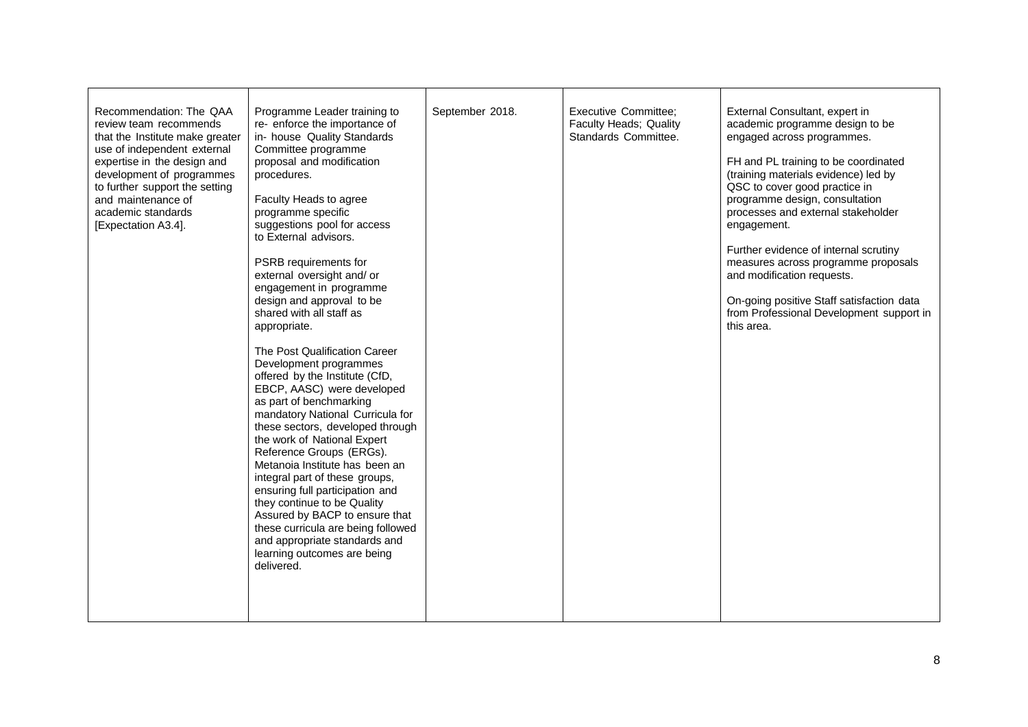| | | | | |
|---|---|---|---|---|
| Recommendation: The QAA review team recommends that the Institute make greater use of independent external expertise in the design and development of programmes to further support the setting and maintenance of academic standards [Expectation A3.4]. | Programme Leader training to re- enforce the importance of in- house Quality Standards Committee programme proposal and modification procedures.<br><br>Faculty Heads to agree programme specific suggestions pool for access to External advisors.<br><br>PSRB requirements for external oversight and/ or engagement in programme design and approval to be shared with all staff as appropriate.<br><br>The Post Qualification Career Development programmes offered by the Institute (CfD, EBCP, AASC) were developed as part of benchmarking mandatory National Curricula for these sectors, developed through the work of National Expert Reference Groups (ERGs). Metanoia Institute has been an integral part of these groups, ensuring full participation and they continue to be Quality Assured by BACP to ensure that these curricula are being followed and appropriate standards and learning outcomes are being delivered. | September 2018. | Executive Committee; Faculty Heads; Quality Standards Committee. | External Consultant, expert in academic programme design to be engaged across programmes.<br><br>FH and PL training to be coordinated (training materials evidence) led by QSC to cover good practice in programme design, consultation processes and external stakeholder engagement.<br><br>Further evidence of internal scrutiny measures across programme proposals and modification requests.<br><br>On-going positive Staff satisfaction data from Professional Development support in this area. |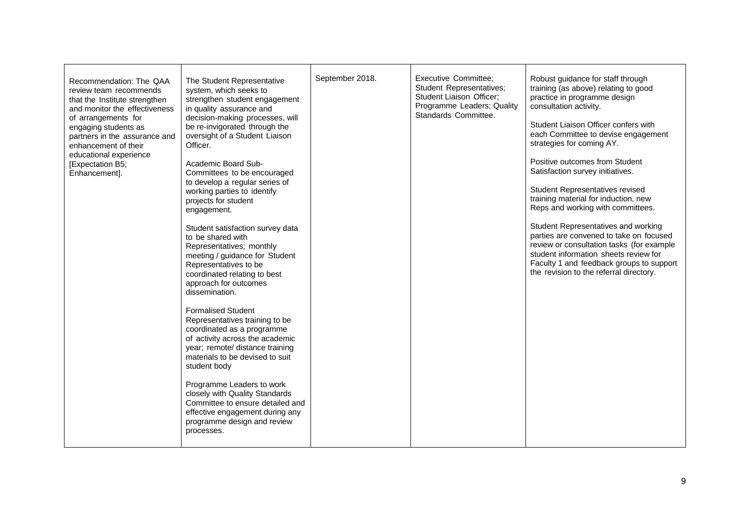| | | | | |
|---|---|---|---|---|
| Recommendation: The QAA review team recommends that the Institute strengthen and monitor the effectiveness of arrangements for engaging students as partners in the assurance and enhancement of their educational experience [Expectation B5; Enhancement]. | The Student Representative system, which seeks to strengthen student engagement in quality assurance and decision-making processes, will be re-invigorated through the oversight of a Student Liaison Officer.<br><br>Academic Board Sub-Committees to be encouraged to develop a regular series of working parties to identify projects for student engagement.<br><br>Student satisfaction survey data to be shared with Representatives; monthly meeting / guidance for Student Representatives to be coordinated relating to best approach for outcomes dissemination.<br><br>Formalised Student Representatives training to be coordinated as a programme of activity across the academic year; remote/ distance training materials to be devised to suit student body<br><br>Programme Leaders to work closely with Quality Standards Committee to ensure detailed and effective engagement during any programme design and review processes. | September 2018. | Executive Committee; Student Representatives; Student Liaison Officer; Programme Leaders; Quality Standards Committee. | Robust guidance for staff through training (as above) relating to good practice in programme design consultation activity.<br><br>Student Liaison Officer confers with each Committee to devise engagement strategies for coming AY.<br><br>Positive outcomes from Student Satisfaction survey initiatives.<br><br>Student Representatives revised training material for induction, new Reps and working with committees.<br><br>Student Representatives and working parties are convened to take on focused review or consultation tasks (for example student information sheets review for Faculty 1 and feedback groups to support the revision to the referral directory. |